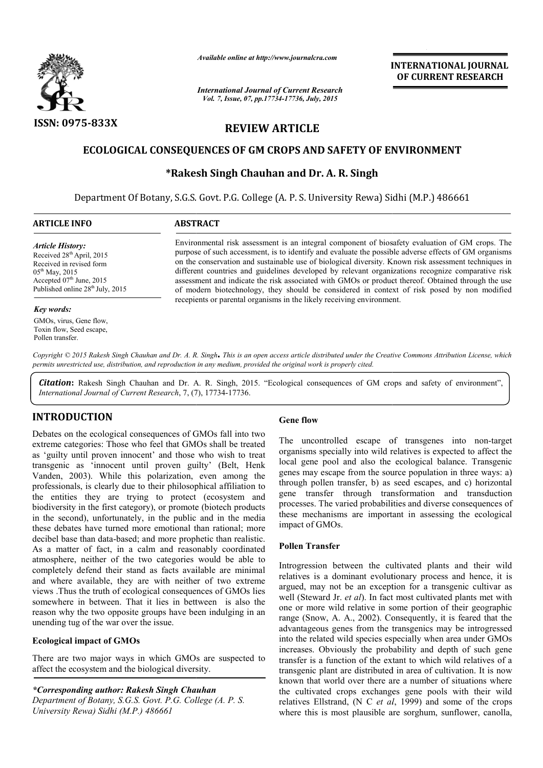# REVIEW ARTICLE

## ECOLOGICAL CONSEQUENCES OF GM CROPS AND SAFETY OF ENVIRONMENT

**\*Rakesh Singh Chauhan and Dr. A. R. Singh**

Department Of Botany, S.G.S. Govt. P.G. College (A. P. S. University Rewa) Sidhi (M.P.) 486661

**ARTICLE INFO**

*Article History:*
Received 28th April, 2015
Received in revised form
05th May, 2015
Accepted 07th June, 2015
Published online 28th July, 2015

*Key words:*
GMOs, virus, Gene flow, Toxin flow, Seed escape, Pollen transfer.

**ABSTRACT**

Environmental risk assessment is an integral component of biosafety evaluation of GM crops. The purpose of such accessment, is to identify and evaluate the possible adverse effects of GM organisms on the conservation and sustainable use of biological diversity. Known risk assessment techniques in different countries and guidelines developed by relevant organizations recognize comparative risk assessment and indicate the risk associated with GMOs or product thereof. Obtained through the use of modern biotechnology, they should be considered in context of risk posed by non modified recipients or parental organisms in the likely receiving environment.

*Copyright © 2015 Rakesh Singh Chauhan and Dr. A. R. Singh. This is an open access article distributed under the Creative Commons Attribution License, which permits unrestricted use, distribution, and reproduction in any medium, provided the original work is properly cited.*

***Citation***: Rakesh Singh Chauhan and Dr. A. R. Singh, 2015. "Ecological consequences of GM crops and safety of environment", *International Journal of Current Research*, 7, (7), 17734-17736.

## INTRODUCTION

Debates on the ecological consequences of GMOs fall into two extreme categories: Those who feel that GMOs shall be treated as 'guilty until proven innocent' and those who wish to treat transgenic as 'innocent until proven guilty' (Belt, Henk Vanden, 2003). While this polarization, even among the professionals, is clearly due to their philosophical affiliation to the entities they are trying to protect (ecosystem and biodiversity in the first category), or promote (biotech products in the second), unfortunately, in the public and in the media these debates have turned more emotional than rational; more decibel base than data-based; and more prophetic than realistic. As a matter of fact, in a calm and reasonably coordinated atmosphere, neither of the two categories would be able to completely defend their stand as facts available are minimal and where available, they are with neither of two extreme views .Thus the truth of ecological consequences of GMOs lies somewhere in between. That it lies in bettween is also the reason why the two opposite groups have been indulging in an unending tug of the war over the issue.

### Ecological impact of GMOs

There are two major ways in which GMOs are suspected to affect the ecosystem and the biological diversity.

*\*Corresponding author: Rakesh Singh Chauhan*
*Department of Botany, S.G.S. Govt. P.G. College (A. P. S. University Rewa) Sidhi (M.P.) 486661*

### Gene flow

The uncontrolled escape of transgenes into non-target organisms specially into wild relatives is expected to affect the local gene pool and also the ecological balance. Transgenic genes may escape from the source population in three ways: a) through pollen transfer, b) as seed escapes, and c) horizontal gene transfer through transformation and transduction processes. The varied probabilities and diverse consequences of these mechanisms are important in assessing the ecological impact of GMOs.

### Pollen Transfer

Introgression between the cultivated plants and their wild relatives is a dominant evolutionary process and hence, it is argued, may not be an exception for a transgenic cultivar as well (Steward Jr. *et al*). In fact most cultivated plants met with one or more wild relative in some portion of their geographic range (Snow, A. A., 2002). Consequently, it is feared that the advantageous genes from the transgenics may be introgressed into the related wild species especially when area under GMOs increases. Obviously the probability and depth of such gene transfer is a function of the extant to which wild relatives of a transgenic plant are distributed in area of cultivation. It is now known that world over there are a number of situations where the cultivated crops exchanges gene pools with their wild relatives Ellstrand, (N C *et al*, 1999) and some of the crops where this is most plausible are sorghum, sunflower, canolla,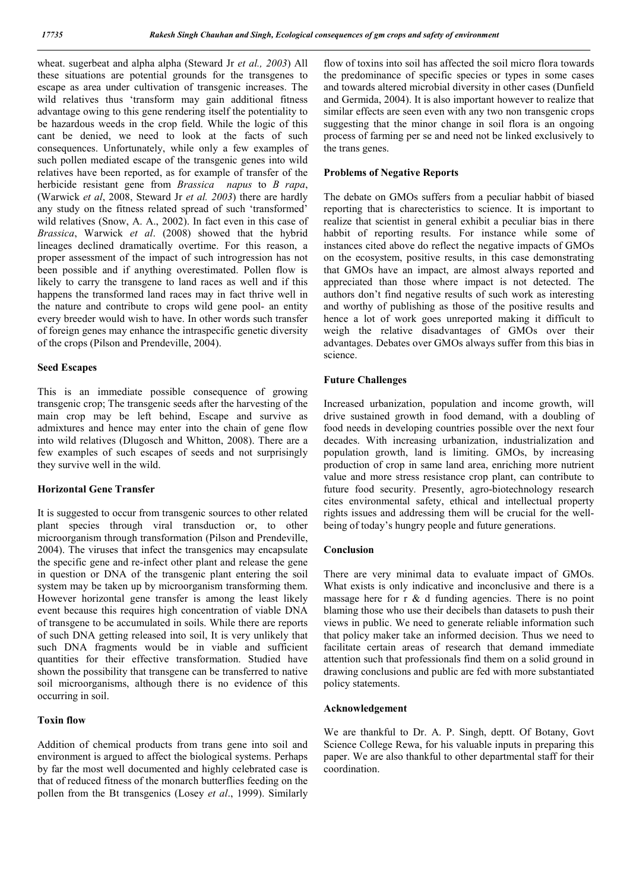wheat. sugerbeat and alpha alpha (Steward Jr *et al., 2003*) All these situations are potential grounds for the transgenes to escape as area under cultivation of transgenic increases. The wild relatives thus 'transform may gain additional fitness advantage owing to this gene rendering itself the potentiality to be hazardous weeds in the crop field. While the logic of this cant be denied, we need to look at the facts of such consequences. Unfortunately, while only a few examples of such pollen mediated escape of the transgenic genes into wild relatives have been reported, as for example of transfer of the herbicide resistant gene from *Brassica napus* to *B rapa*, (Warwick *et al*, 2008, Steward Jr *et al. 2003*) there are hardly any study on the fitness related spread of such 'transformed' wild relatives (Snow, A. A., 2002). In fact even in this case of *Brassica*, Warwick *et al*. (2008) showed that the hybrid lineages declined dramatically overtime. For this reason, a proper assessment of the impact of such introgression has not been possible and if anything overestimated. Pollen flow is likely to carry the transgene to land races as well and if this happens the transformed land races may in fact thrive well in the nature and contribute to crops wild gene pool- an entity every breeder would wish to have. In other words such transfer of foreign genes may enhance the intraspecific genetic diversity of the crops (Pilson and Prendeville, 2004).

## Seed Escapes

This is an immediate possible consequence of growing transgenic crop; The transgenic seeds after the harvesting of the main crop may be left behind, Escape and survive as admixtures and hence may enter into the chain of gene flow into wild relatives (Dlugosch and Whitton, 2008). There are a few examples of such escapes of seeds and not surprisingly they survive well in the wild.

## Horizontal Gene Transfer

It is suggested to occur from transgenic sources to other related plant species through viral transduction or, to other microorganism through transformation (Pilson and Prendeville, 2004). The viruses that infect the transgenics may encapsulate the specific gene and re-infect other plant and release the gene in question or DNA of the transgenic plant entering the soil system may be taken up by microorganism transforming them. However horizontal gene transfer is among the least likely event because this requires high concentration of viable DNA of transgene to be accumulated in soils. While there are reports of such DNA getting released into soil, It is very unlikely that such DNA fragments would be in viable and sufficient quantities for their effective transformation. Studied have shown the possibility that transgene can be transferred to native soil microorganisms, although there is no evidence of this occurring in soil.

## Toxin flow

Addition of chemical products from trans gene into soil and environment is argued to affect the biological systems. Perhaps by far the most well documented and highly celebrated case is that of reduced fitness of the monarch butterflies feeding on the pollen from the Bt transgenics (Losey *et al*., 1999). Similarly flow of toxins into soil has affected the soil micro flora towards the predominance of specific species or types in some cases and towards altered microbial diversity in other cases (Dunfield and Germida, 2004). It is also important however to realize that similar effects are seen even with any two non transgenic crops suggesting that the minor change in soil flora is an ongoing process of farming per se and need not be linked exclusively to the trans genes.

## Problems of Negative Reports

The debate on GMOs suffers from a peculiar habbit of biased reporting that is charecteristics to science. It is important to realize that scientist in general exhibit a peculiar bias in there habbit of reporting results. For instance while some of instances cited above do reflect the negative impacts of GMOs on the ecosystem, positive results, in this case demonstrating that GMOs have an impact, are almost always reported and appreciated than those where impact is not detected. The authors don't find negative results of such work as interesting and worthy of publishing as those of the positive results and hence a lot of work goes unreported making it difficult to weigh the relative disadvantages of GMOs over their advantages. Debates over GMOs always suffer from this bias in science.

## Future Challenges

Increased urbanization, population and income growth, will drive sustained growth in food demand, with a doubling of food needs in developing countries possible over the next four decades. With increasing urbanization, industrialization and population growth, land is limiting. GMOs, by increasing production of crop in same land area, enriching more nutrient value and more stress resistance crop plant, can contribute to future food security. Presently, agro-biotechnology research cites environmental safety, ethical and intellectual property rights issues and addressing them will be crucial for the well-being of today's hungry people and future generations.

## Conclusion

There are very minimal data to evaluate impact of GMOs. What exists is only indicative and inconclusive and there is a massage here for r & d funding agencies. There is no point blaming those who use their decibels than datasets to push their views in public. We need to generate reliable information such that policy maker take an informed decision. Thus we need to facilitate certain areas of research that demand immediate attention such that professionals find them on a solid ground in drawing conclusions and public are fed with more substantiated policy statements.

## Acknowledgement

We are thankful to Dr. A. P. Singh, deptt. Of Botany, Govt Science College Rewa, for his valuable inputs in preparing this paper. We are also thankful to other departmental staff for their coordination.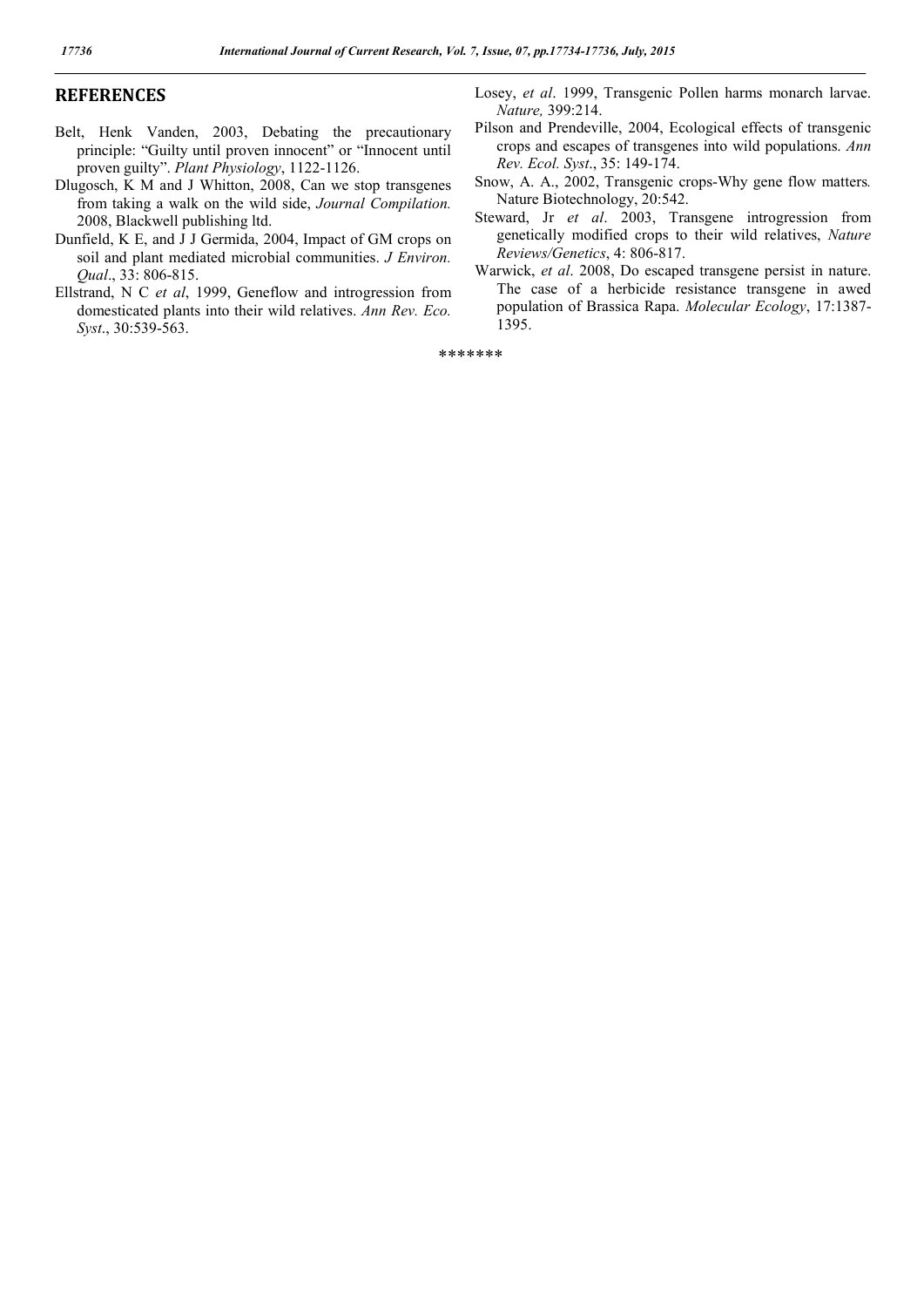## REFERENCES

Belt, Henk Vanden, 2003, Debating the precautionary principle: "Guilty until proven innocent" or "Innocent until proven guilty". *Plant Physiology*, 1122-1126.

Dlugosch, K M and J Whitton, 2008, Can we stop transgenes from taking a walk on the wild side, *Journal Compilation.* 2008, Blackwell publishing ltd.

Dunfield, K E, and J J Germida, 2004, Impact of GM crops on soil and plant mediated microbial communities. *J Environ. Qual*., 33: 806-815.

Ellstrand, N C *et al*, 1999, Geneflow and introgression from domesticated plants into their wild relatives. *Ann Rev. Eco. Syst*., 30:539-563.

Losey, *et al*. 1999, Transgenic Pollen harms monarch larvae. *Nature,* 399:214.

Pilson and Prendeville, 2004, Ecological effects of transgenic crops and escapes of transgenes into wild populations. *Ann Rev. Ecol. Syst*., 35: 149-174.

Snow, A. A., 2002, Transgenic crops-Why gene flow matters*.* Nature Biotechnology, 20:542.

Steward, Jr *et al*. 2003, Transgene introgression from genetically modified crops to their wild relatives, *Nature Reviews/Genetics*, 4: 806-817.

Warwick, *et al*. 2008, Do escaped transgene persist in nature. The case of a herbicide resistance transgene in awed population of Brassica Rapa. *Molecular Ecology*, 17:1387-1395.

*******